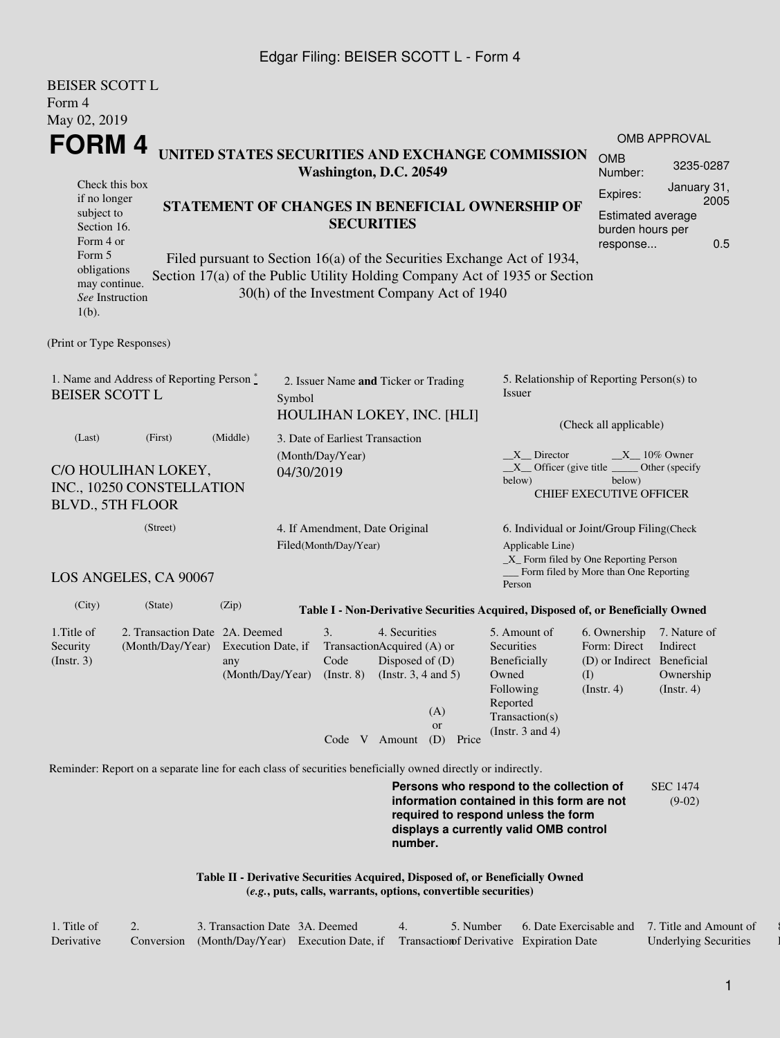BEISER SCOTT L
Form 4
May 02, 2019

# FORM 4

**UNITED STATES SECURITIES AND EXCHANGE COMMISSION**
**Washington, D.C. 20549**

| OMB APPROVAL | |
|---|---|
| OMB Number: | 3235-0287 |
| Expires: | January 31, 2005 |
| Estimated average burden hours per response... | 0.5 |

Check this box if no longer subject to Section 16. Form 4 or Form 5 obligations may continue. *See* Instruction 1(b).

**STATEMENT OF CHANGES IN BENEFICIAL OWNERSHIP OF SECURITIES**

Filed pursuant to Section 16(a) of the Securities Exchange Act of 1934, Section 17(a) of the Public Utility Holding Company Act of 1935 or Section 30(h) of the Investment Company Act of 1940

(Print or Type Responses)

1. Name and Address of Reporting Person *
BEISER SCOTT L

(Last) (First) (Middle)

C/O HOULIHAN LOKEY, INC., 10250 CONSTELLATION BLVD., 5TH FLOOR

(Street)

LOS ANGELES, CA 90067

(City) (State) (Zip)

2. Issuer Name **and** Ticker or Trading Symbol
HOULIHAN LOKEY, INC. [HLI]

3. Date of Earliest Transaction (Month/Day/Year)
04/30/2019

4. If Amendment, Date Original Filed(Month/Day/Year)

5. Relationship of Reporting Person(s) to Issuer

(Check all applicable)

\_\_X\_\_ Director \_\_X\_\_ 10% Owner
\_\_X\_\_ Officer (give title below) \_\_\_\_\_ Other (specify below)
CHIEF EXECUTIVE OFFICER

6. Individual or Joint/Group Filing(Check Applicable Line)
\_X\_ Form filed by One Reporting Person
\_\_\_ Form filed by More than One Reporting Person

**Table I - Non-Derivative Securities Acquired, Disposed of, or Beneficially Owned**

| 1.Title of Security (Instr. 3) | 2. Transaction Date (Month/Day/Year) | 2A. Deemed Execution Date, if any (Month/Day/Year) | 3. Transaction Code (Instr. 8) | | 4. Securities Acquired (A) or Disposed of (D) (Instr. 3, 4 and 5) | | | 5. Amount of Securities Beneficially Owned Following Reported Transaction(s) (Instr. 3 and 4) | 6. Ownership Form: Direct (D) or Indirect (I) (Instr. 4) | 7. Nature of Indirect Beneficial Ownership (Instr. 4) |
|---|---|---|---|---|---|---|---|---|---|---|
| | | | Code | V | Amount | (A) or (D) | Price | | | |

Reminder: Report on a separate line for each class of securities beneficially owned directly or indirectly.

**Persons who respond to the collection of information contained in this form are not required to respond unless the form displays a currently valid OMB control number.**

SEC 1474 (9-02)

**Table II - Derivative Securities Acquired, Disposed of, or Beneficially Owned**
**(*e.g.*, puts, calls, warrants, options, convertible securities)**

| 1. Title of Derivative | 2. Conversion | 3. Transaction Date (Month/Day/Year) | 3A. Deemed Execution Date, if | 4. Transaction | 5. Number of Derivative | 6. Date Exercisable and Expiration Date | 7. Title and Amount of Underlying Securities |
|---|---|---|---|---|---|---|---|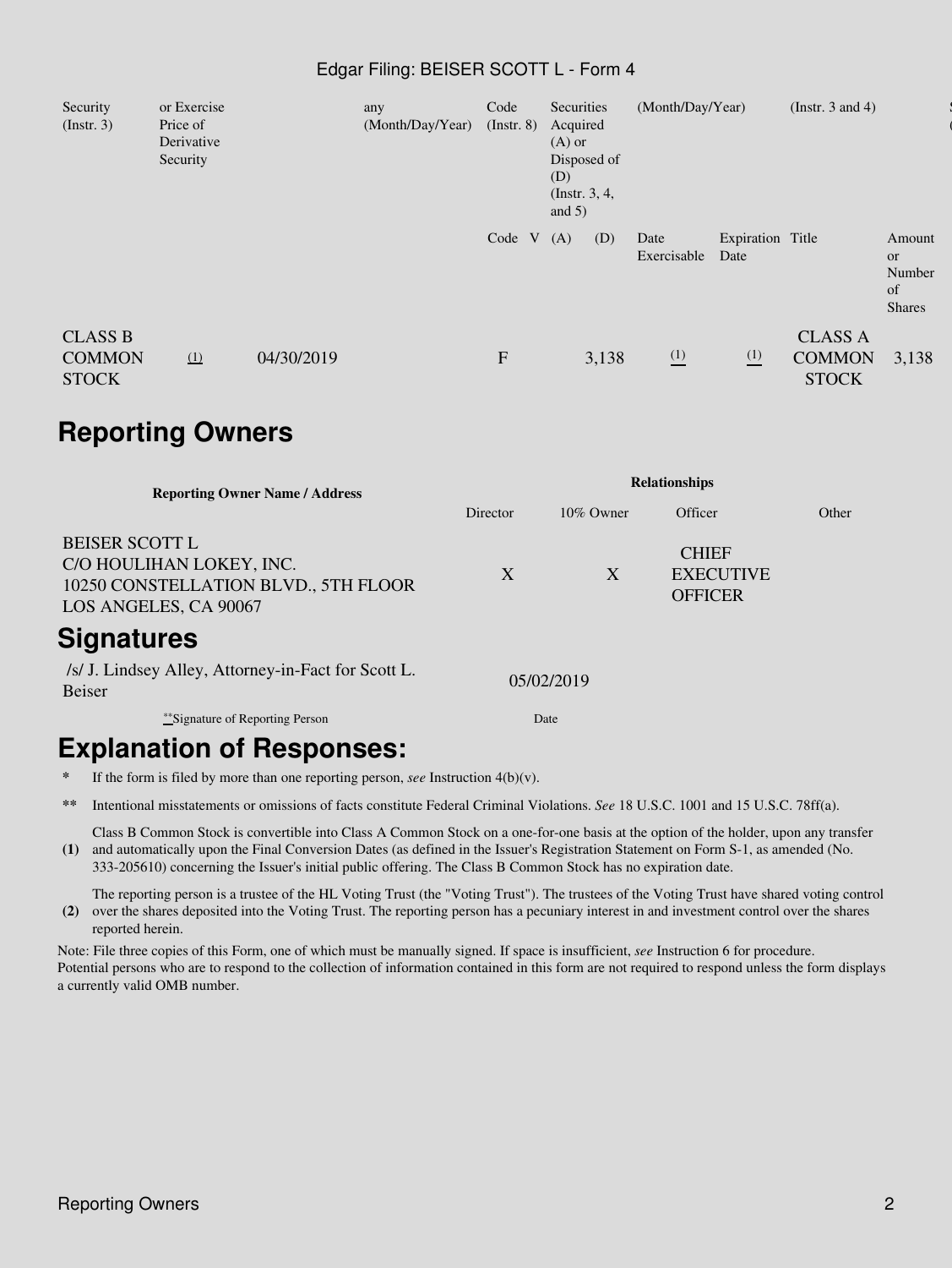| Security (Instr. 3) | or Exercise Price of Derivative Security | | any (Month/Day/Year) | Code (Instr. 8) | | Securities Acquired (A) or Disposed of (D) (Instr. 3, 4, and 5) | | (Month/Day/Year) | | (Instr. 3 and 4) | |
|---|---|---|---|---|---|---|---|---|---|---|---|
| | | | | Code | V | (A) | (D) | Date Exercisable | Expiration Date | Title | Amount or Number of Shares |
| CLASS B COMMON STOCK | (1) | 04/30/2019 | | F | | | 3,138 | (1) | (1) | CLASS A COMMON STOCK | 3,138 |

## Reporting Owners

| Reporting Owner Name / Address | Relationships | | | |
|---|---|---|---|---|
| | Director | 10% Owner | Officer | Other |
| BEISER SCOTT L<br>C/O HOULIHAN LOKEY, INC.<br>10250 CONSTELLATION BLVD., 5TH FLOOR<br>LOS ANGELES, CA 90067 | X | X | CHIEF EXECUTIVE OFFICER | |

## Signatures

| | |
|---|---|
| /s/ J. Lindsey Alley, Attorney-in-Fact for Scott L. Beiser | 05/02/2019 |
| **Signature of Reporting Person | Date |

## Explanation of Responses:

\* If the form is filed by more than one reporting person, *see* Instruction 4(b)(v).

\*\* Intentional misstatements or omissions of facts constitute Federal Criminal Violations. *See* 18 U.S.C. 1001 and 15 U.S.C. 78ff(a).

**(1)** Class B Common Stock is convertible into Class A Common Stock on a one-for-one basis at the option of the holder, upon any transfer and automatically upon the Final Conversion Dates (as defined in the Issuer's Registration Statement on Form S-1, as amended (No. 333-205610) concerning the Issuer's initial public offering. The Class B Common Stock has no expiration date.

**(2)** The reporting person is a trustee of the HL Voting Trust (the "Voting Trust"). The trustees of the Voting Trust have shared voting control over the shares deposited into the Voting Trust. The reporting person has a pecuniary interest in and investment control over the shares reported herein.

Note: File three copies of this Form, one of which must be manually signed. If space is insufficient, *see* Instruction 6 for procedure.
Potential persons who are to respond to the collection of information contained in this form are not required to respond unless the form displays a currently valid OMB number.